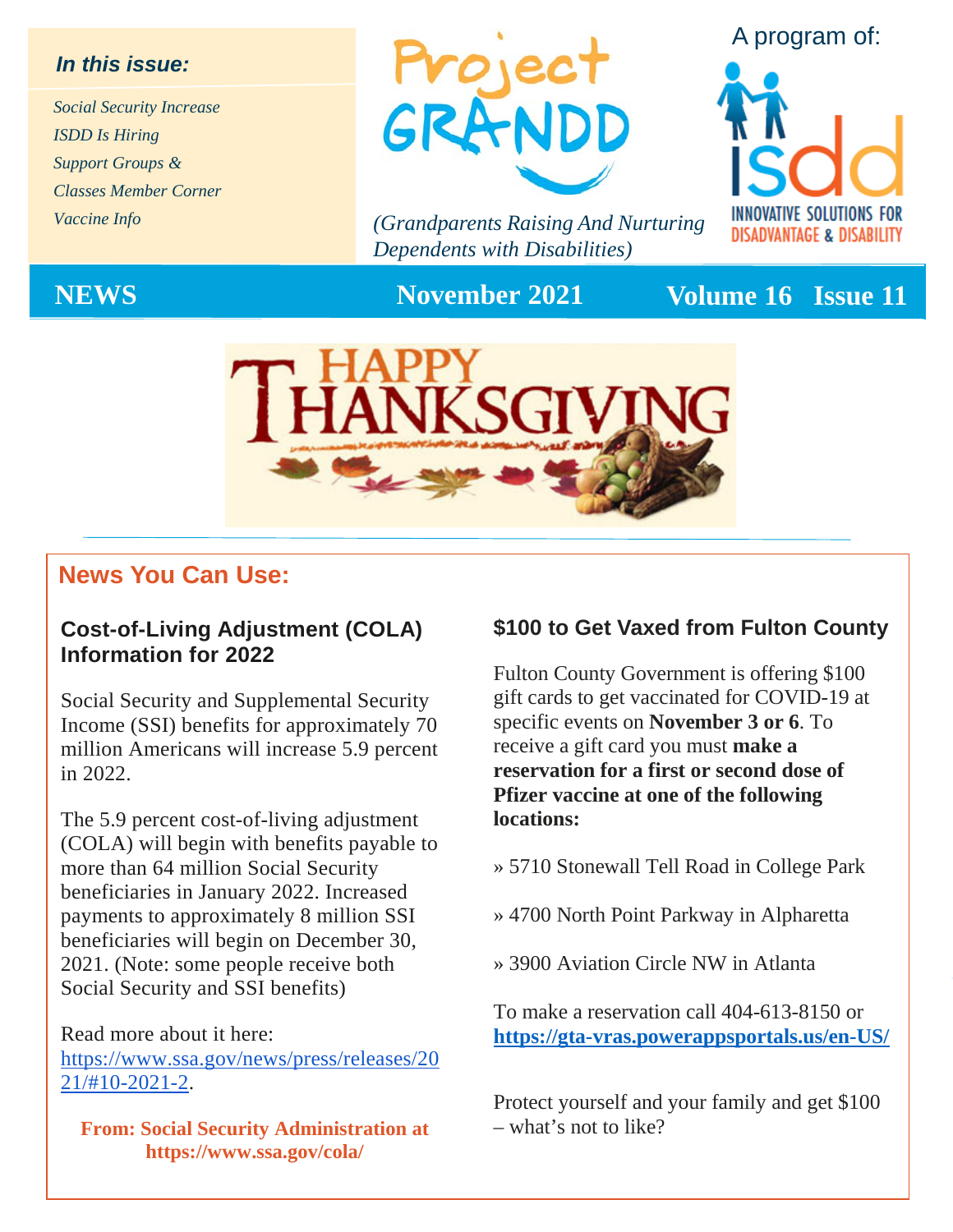*In this issue:*

*Social Security Increase*
*ISDD Is Hiring*
*Support Groups &*
*Classes Member Corner*
*Vaccine Info*

# Project GRANDD

*(Grandparents Raising And Nurturing Dependents with Disabilities)*

A program of: isdd — INNOVATIVE SOLUTIONS FOR DISADVANTAGE & DISABILITY

**NEWS** **November 2021** **Volume 16 Issue 11**

HAPPY THANKSGIVING

## News You Can Use:

### Cost-of-Living Adjustment (COLA) Information for 2022

Social Security and Supplemental Security Income (SSI) benefits for approximately 70 million Americans will increase 5.9 percent in 2022.

The 5.9 percent cost-of-living adjustment (COLA) will begin with benefits payable to more than 64 million Social Security beneficiaries in January 2022. Increased payments to approximately 8 million SSI beneficiaries will begin on December 30, 2021. (Note: some people receive both Social Security and SSI benefits)

Read more about it here: [https://www.ssa.gov/news/press/releases/2021/#10-2021-2](https://www.ssa.gov/news/press/releases/2021/#10-2021-2).

**From: Social Security Administration at https://www.ssa.gov/cola/**

### $100 to Get Vaxed from Fulton County

Fulton County Government is offering $100 gift cards to get vaccinated for COVID-19 at specific events on **November 3 or 6**. To receive a gift card you must **make a reservation for a first or second dose of Pfizer vaccine at one of the following locations:**

» 5710 Stonewall Tell Road in College Park

» 4700 North Point Parkway in Alpharetta

» 3900 Aviation Circle NW in Atlanta

To make a reservation call 404-613-8150 or **[https://gta-vras.powerappsportals.us/en-US/](https://gta-vras.powerappsportals.us/en-US/)**

Protect yourself and your family and get $100 – what's not to like?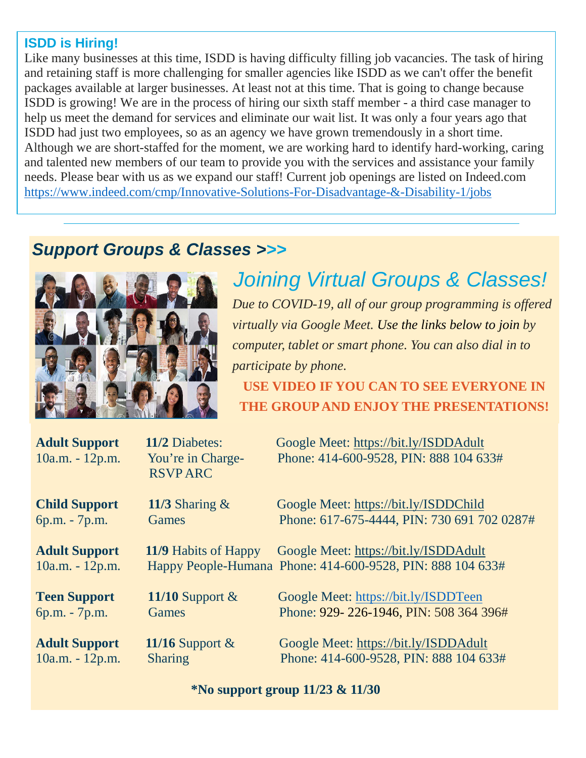## ISDD is Hiring!

Like many businesses at this time, ISDD is having difficulty filling job vacancies. The task of hiring and retaining staff is more challenging for smaller agencies like ISDD as we can't offer the benefit packages available at larger businesses. At least not at this time. That is going to change because ISDD is growing! We are in the process of hiring our sixth staff member - a third case manager to help us meet the demand for services and eliminate our wait list. It was only a four years ago that ISDD had just two employees, so as an agency we have grown tremendously in a short time. Although we are short-staffed for the moment, we are working hard to identify hard-working, caring and talented new members of our team to provide you with the services and assistance your family needs. Please bear with us as we expand our staff! Current job openings are listed on Indeed.com https://www.indeed.com/cmp/Innovative-Solutions-For-Disadvantage-&-Disability-1/jobs

---

## *Support Groups & Classes >>>*

### *Joining Virtual Groups & Classes!*

*Due to COVID-19, all of our group programming is offered virtually via Google Meet. Use the links below to join by computer, tablet or smart phone. You can also dial in to participate by phone.*

**USE VIDEO IF YOU CAN TO SEE EVERYONE IN THE GROUP AND ENJOY THE PRESENTATIONS!**

| Group | Topic | Access |
| --- | --- | --- |
| **Adult Support** 10a.m. - 12p.m. | **11/2** Diabetes: You're in Charge- RSVP ARC | Google Meet: https://bit.ly/ISDDAdult Phone: 414-600-9528, PIN: 888 104 633# |
| **Child Support** 6p.m. - 7p.m. | **11/3** Sharing & Games | Google Meet: https://bit.ly/ISDDChild Phone: 617-675-4444, PIN: 730 691 702 0287# |
| **Adult Support** 10a.m. - 12p.m. | **11/9** Habits of Happy Happy People-Humana | Google Meet: https://bit.ly/ISDDAdult Phone: 414-600-9528, PIN: 888 104 633# |
| **Teen Support** 6p.m. - 7p.m. | **11/10** Support & Games | Google Meet: https://bit.ly/ISDDTeen Phone: 929- 226-1946, PIN: 508 364 396# |
| **Adult Support** 10a.m. - 12p.m. | **11/16** Support & Sharing | Google Meet: https://bit.ly/ISDDAdult Phone: 414-600-9528, PIN: 888 104 633# |

**\*No support group 11/23 & 11/30**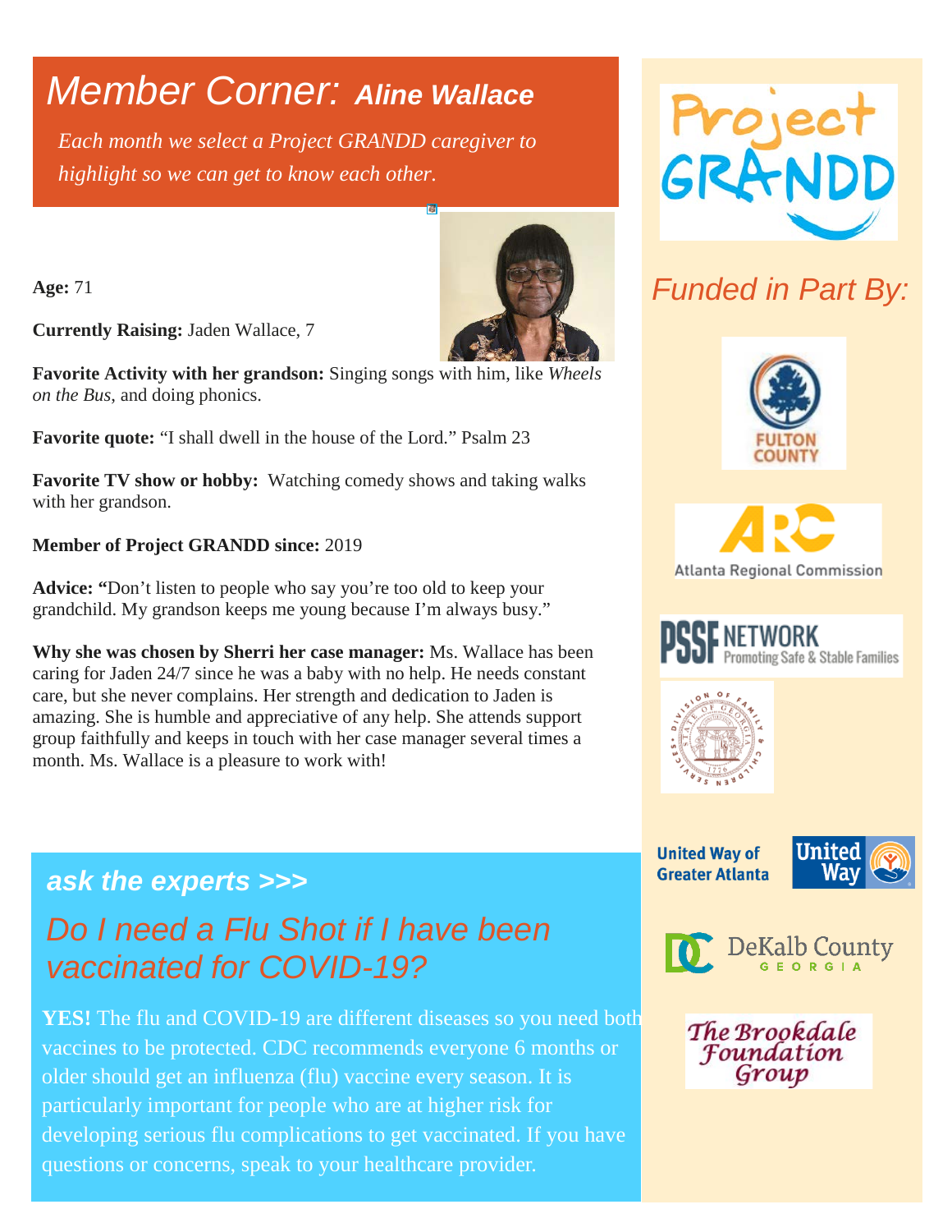# Member Corner: Aline Wallace

*Each month we select a Project GRANDD caregiver to highlight so we can get to know each other.*

**Age:** 71

**Currently Raising:** Jaden Wallace, 7

**Favorite Activity with her grandson:** Singing songs with him, like *Wheels on the Bus*, and doing phonics.

**Favorite quote:** "I shall dwell in the house of the Lord." Psalm 23

**Favorite TV show or hobby:** Watching comedy shows and taking walks with her grandson.

**Member of Project GRANDD since:** 2019

**Advice: "**Don't listen to people who say you're too old to keep your grandchild. My grandson keeps me young because I'm always busy."

**Why she was chosen by Sherri her case manager:** Ms. Wallace has been caring for Jaden 24/7 since he was a baby with no help. He needs constant care, but she never complains. Her strength and dedication to Jaden is amazing. She is humble and appreciative of any help. She attends support group faithfully and keeps in touch with her case manager several times a month. Ms. Wallace is a pleasure to work with!

## ask the experts >>>

## Do I need a Flu Shot if I have been vaccinated for COVID-19?

**YES!** The flu and COVID-19 are different diseases so you need both vaccines to be protected. CDC recommends everyone 6 months or older should get an influenza (flu) vaccine every season. It is particularly important for people who are at higher risk for developing serious flu complications to get vaccinated. If you have questions or concerns, speak to your healthcare provider.

Project GRANDD

## Funded in Part By:

Fulton County

Atlanta Regional Commission

PSSF Network — Promoting Safe & Stable Families

State of Georgia Division of Family & Children Services

United Way of Greater Atlanta

DeKalb County Georgia

The Brookdale Foundation Group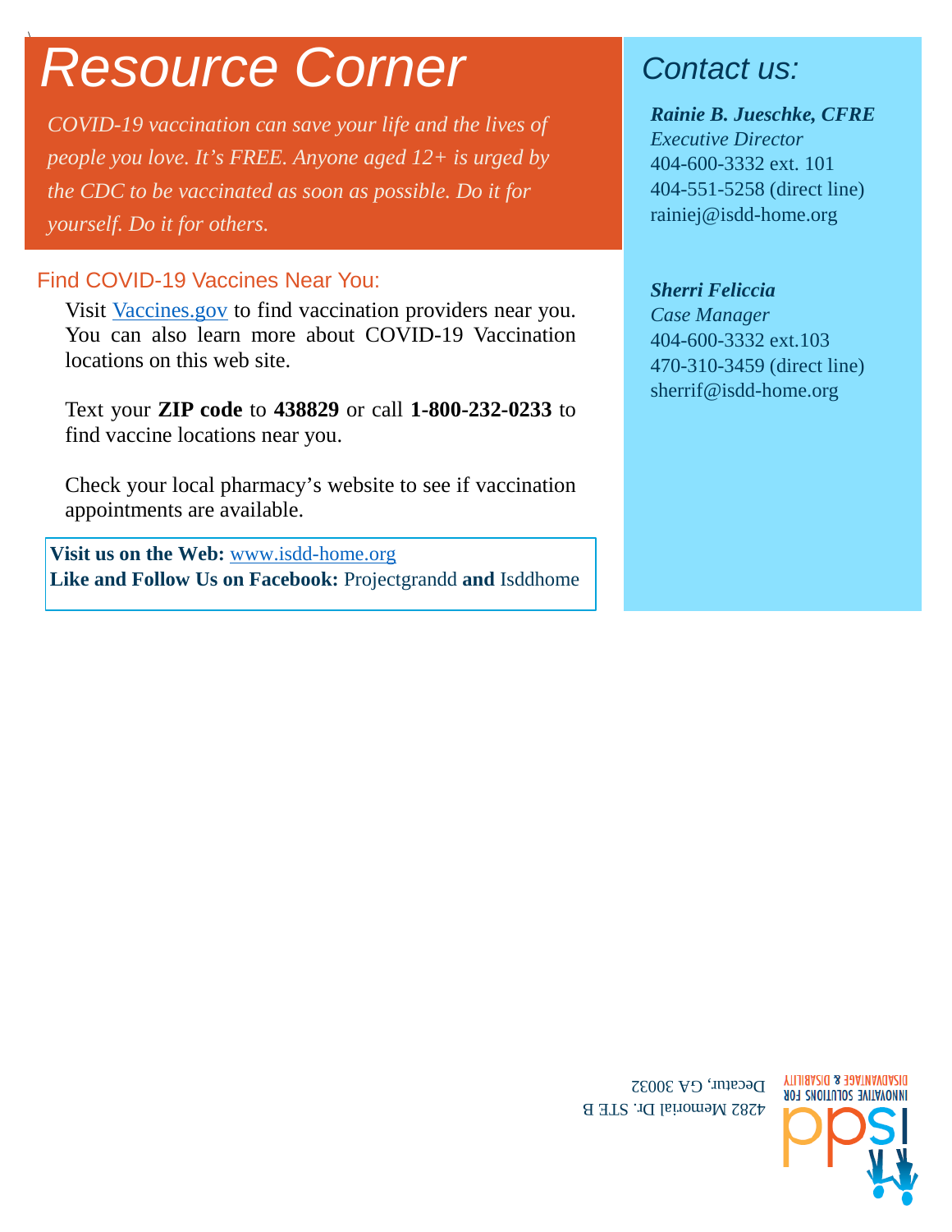# Resource Corner

*COVID-19 vaccination can save your life and the lives of people you love. It's FREE. Anyone aged 12+ is urged by the CDC to be vaccinated as soon as possible. Do it for yourself. Do it for others.*

## Find COVID-19 Vaccines Near You:

Visit Vaccines.gov to find vaccination providers near you. You can also learn more about COVID-19 Vaccination locations on this web site.

Text your **ZIP code** to **438829** or call **1-800-232-0233** to find vaccine locations near you.

Check your local pharmacy's website to see if vaccination appointments are available.

**Visit us on the Web:** www.isdd-home.org
**Like and Follow Us on Facebook:** Projectgrandd **and** Isddhome

## Contact us:

***Rainie B. Jueschke, CFRE***
*Executive Director*
404-600-3332 ext. 101
404-551-5258 (direct line)
rainiej@isdd-home.org

***Sherri Feliccia***
*Case Manager*
404-600-3332 ext.103
470-310-3459 (direct line)
sherrif@isdd-home.org

isdd
INNOVATIVE SOLUTIONS FOR DISADVANTAGE & DISABILITY

4282 Memorial Dr. STE B
Decatur, GA 30032